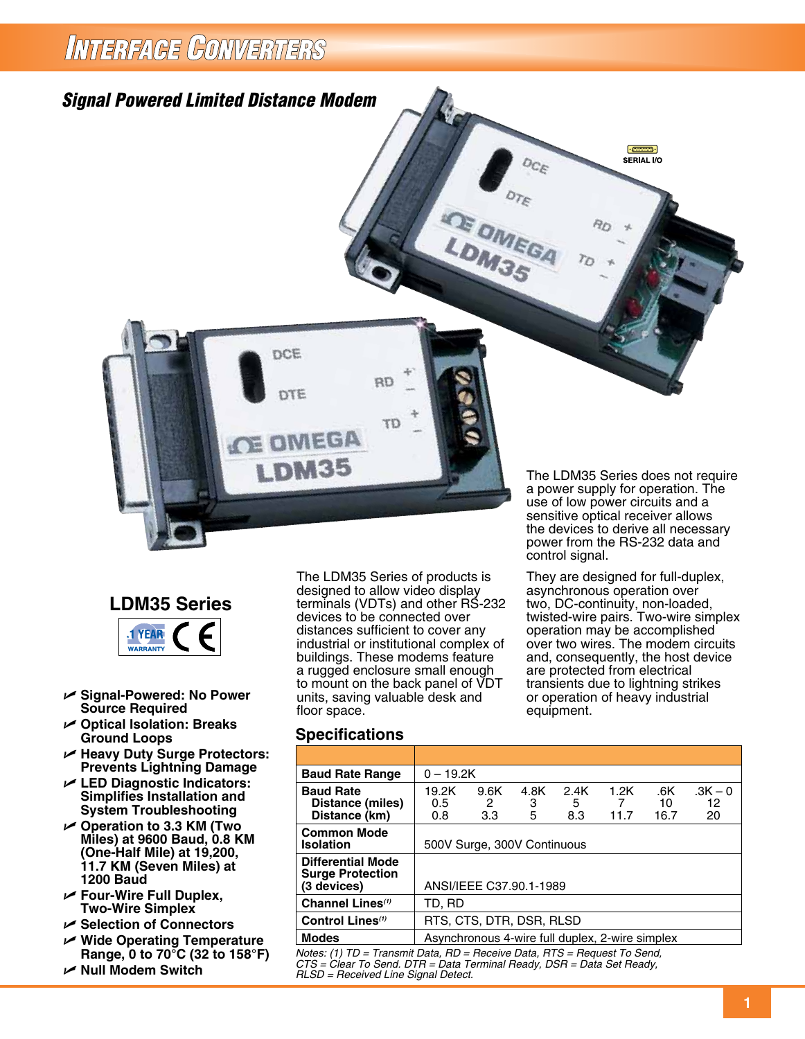# Interface Converters

## Signal Powered Limited Distance Modem

## LDM35 Series

- Signal-Powered: No Power Source Required
- Optical Isolation: Breaks Ground Loops
- Heavy Duty Surge Protectors: Prevents Lightning Damage
- LED Diagnostic Indicators: Simplifies Installation and System Troubleshooting
- Operation to 3.3 KM (Two Miles) at 9600 Baud, 0.8 KM (One-Half Mile) at 19,200, 11.7 KM (Seven Miles) at 1200 Baud
- Four-Wire Full Duplex, Two-Wire Simplex
- Selection of Connectors
- Wide Operating Temperature Range, 0 to 70°C (32 to 158°F)
- Null Modem Switch

The LDM35 Series does not require a power supply for operation. The use of low power circuits and a sensitive optical receiver allows the devices to derive all necessary power from the RS-232 data and control signal.

The LDM35 Series of products is designed to allow video display terminals (VDTs) and other RS-232 devices to be connected over distances sufficient to cover any industrial or institutional complex of buildings. These modems feature a rugged enclosure small enough to mount on the back panel of VDT units, saving valuable desk and floor space.

They are designed for full-duplex, asynchronous operation over two, DC-continuity, non-loaded, twisted-wire pairs. Two-wire simplex operation may be accomplished over two wires. The modem circuits and, consequently, the host device are protected from electrical transients due to lightning strikes or operation of heavy industrial equipment.

### Specifications

| | | | | | | | |
|---|---|---|---|---|---|---|---|
| **Baud Rate Range** | 0 – 19.2K | | | | | | |
| **Baud Rate** | 19.2K | 9.6K | 4.8K | 2.4K | 1.2K | .6K | .3K – 0 |
| **Distance (miles)** | 0.5 | 2 | 3 | 5 | 7 | 10 | 12 |
| **Distance (km)** | 0.8 | 3.3 | 5 | 8.3 | 11.7 | 16.7 | 20 |
| **Common Mode Isolation** | 500V Surge, 300V Continuous | | | | | | |
| **Differential Mode Surge Protection (3 devices)** | ANSI/IEEE C37.90.1-1989 | | | | | | |
| **Channel Lines[(1)]** | TD, RD | | | | | | |
| **Control Lines[(1)]** | RTS, CTS, DTR, DSR, RLSD | | | | | | |
| **Modes** | Asynchronous 4-wire full duplex, 2-wire simplex | | | | | | |

*Notes: (1) TD = Transmit Data, RD = Receive Data, RTS = Request To Send, CTS = Clear To Send. DTR = Data Terminal Ready, DSR = Data Set Ready, RLSD = Received Line Signal Detect.*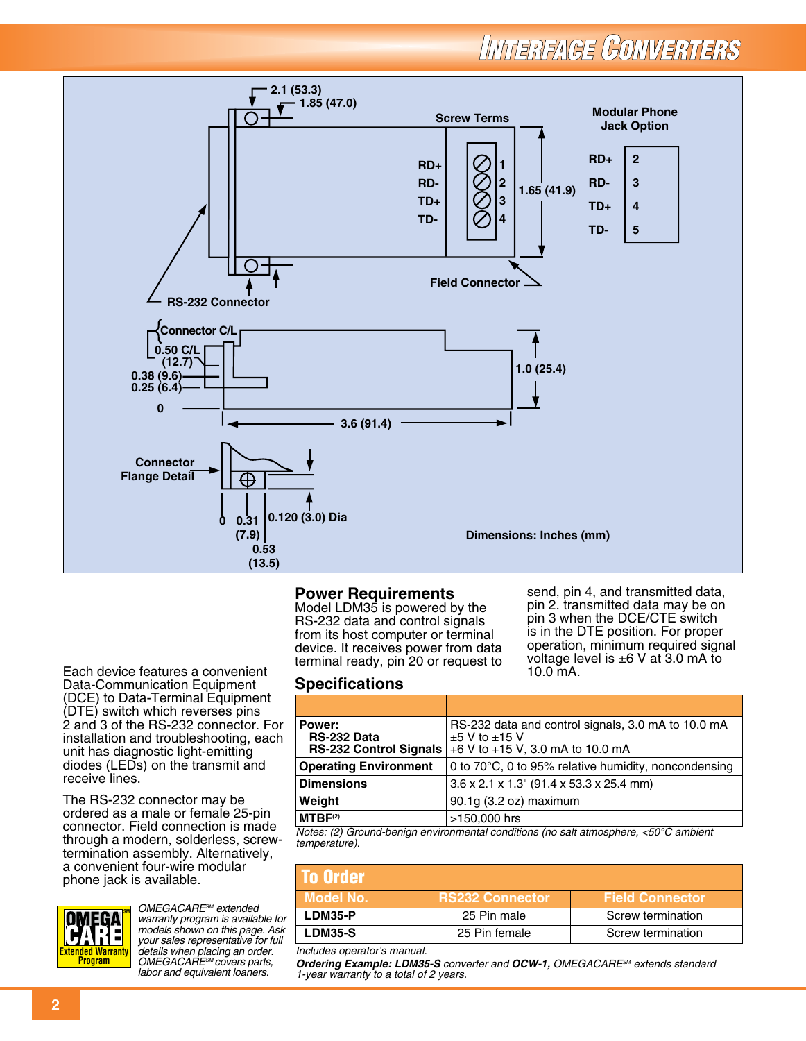Dimensions: Inches (mm)

2.1 (53.3)
1.85 (47.0)
Screw Terms
Modular Phone Jack Option
RD+ 1
RD- 2
TD+ 3
TD- 4
1.65 (41.9)
RD+ 2
RD- 3
TD+ 4
TD- 5
Field Connector
RS-232 Connector
Connector C/L
0.50 C/L (12.7)
0.38 (9.6)
0.25 (6.4)
0
1.0 (25.4)
3.6 (91.4)
Connector Flange Detail
0 0.31 (7.9)
0.53 (13.5)
0.120 (3.0) Dia

Each device features a convenient Data-Communication Equipment (DCE) to Data-Terminal Equipment (DTE) switch which reverses pins 2 and 3 of the RS-232 connector. For installation and troubleshooting, each unit has diagnostic light-emitting diodes (LEDs) on the transmit and receive lines.

The RS-232 connector may be ordered as a male or female 25-pin connector. Field connection is made through a modern, solderless, screw-termination assembly. Alternatively, a convenient four-wire modular phone jack is available.

*OMEGACARE℠ extended warranty program is available for models shown on this page. Ask your sales representative for full details when placing an order. OMEGACARE℠ covers parts, labor and equivalent loaners.*

## Power Requirements

Model LDM35 is powered by the RS-232 data and control signals from its host computer or terminal device. It receives power from data terminal ready, pin 20 or request to send, pin 4, and transmitted data, pin 2. transmitted data may be on pin 3 when the DCE/CTE switch is in the DTE position. For proper operation, minimum required signal voltage level is ±6 V at 3.0 mA to 10.0 mA.

## Specifications

| | |
|---|---|
| **Power:**<br>**RS-232 Data**<br>**RS-232 Control Signals** | RS-232 data and control signals, 3.0 mA to 10.0 mA<br>±5 V to ±15 V<br>+6 V to +15 V, 3.0 mA to 10.0 mA |
| **Operating Environment** | 0 to 70°C, 0 to 95% relative humidity, noncondensing |
| **Dimensions** | 3.6 x 2.1 x 1.3" (91.4 x 53.3 x 25.4 mm) |
| **Weight** | 90.1g (3.2 oz) maximum |
| **MTBF(2)** | >150,000 hrs |

*Notes: (2) Ground-benign environmental conditions (no salt atmosphere, <50°C ambient temperature).*

## To Order

| Model No. | RS232 Connector | Field Connector |
|---|---|---|
| **LDM35-P** | 25 Pin male | Screw termination |
| **LDM35-S** | 25 Pin female | Screw termination |

*Includes operator's manual.*

***Ordering Example: LDM35-S** converter and **OCW-1,** OMEGACARE℠ extends standard 1-year warranty to a total of 2 years.*